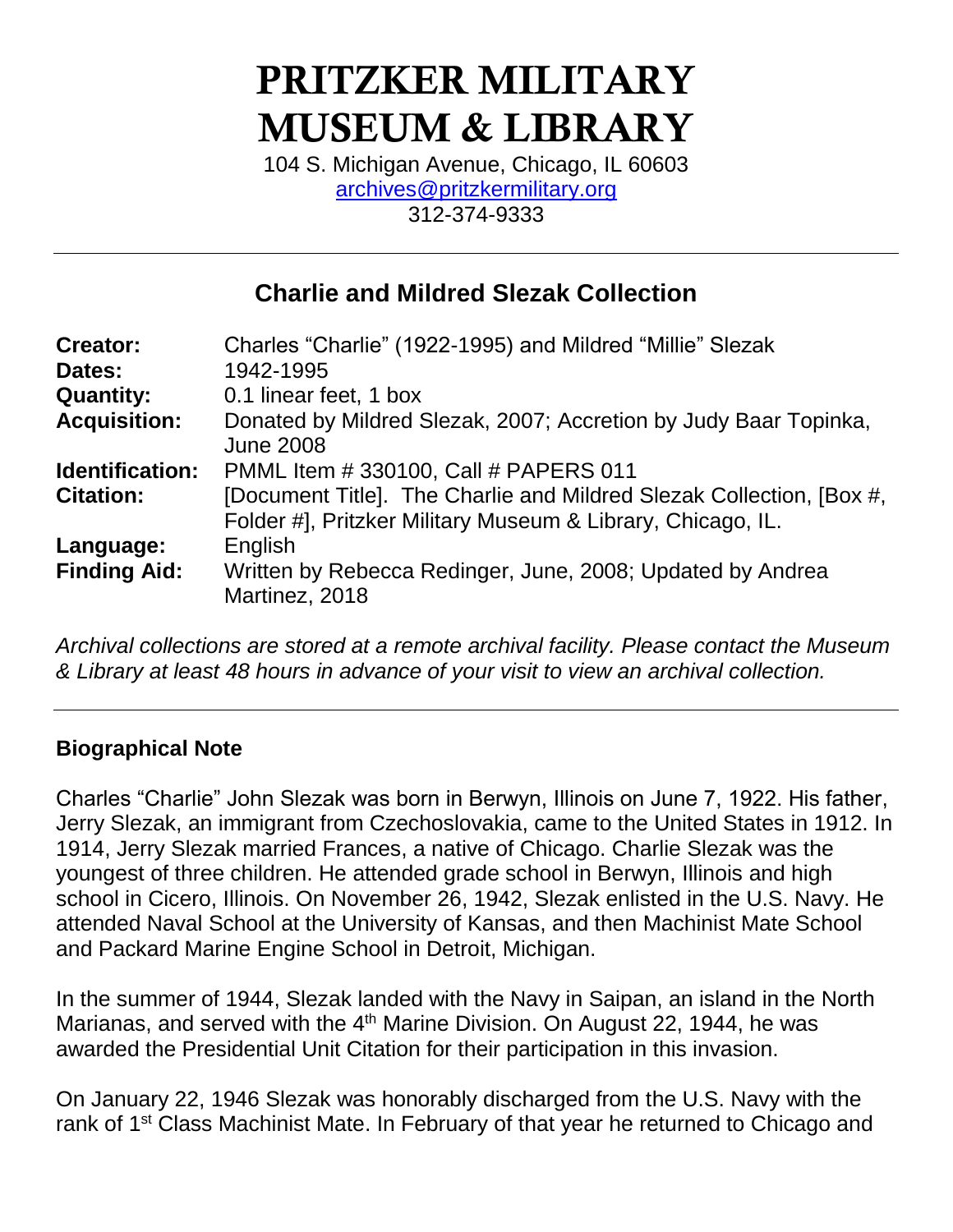# PRITZKER MILITARY MUSEUM & LIBRARY

104 S. Michigan Avenue, Chicago, IL 60603
archives@pritzkermilitary.org
312-374-9333

---

## Charlie and Mildred Slezak Collection

| | |
|---|---|
| **Creator:** | Charles "Charlie" (1922-1995) and Mildred "Millie" Slezak |
| **Dates:** | 1942-1995 |
| **Quantity:** | 0.1 linear feet, 1 box |
| **Acquisition:** | Donated by Mildred Slezak, 2007; Accretion by Judy Baar Topinka, June 2008 |
| **Identification:** | PMML Item # 330100, Call # PAPERS 011 |
| **Citation:** | [Document Title]. The Charlie and Mildred Slezak Collection, [Box #, Folder #], Pritzker Military Museum & Library, Chicago, IL. |
| **Language:** | English |
| **Finding Aid:** | Written by Rebecca Redinger, June, 2008; Updated by Andrea Martinez, 2018 |

*Archival collections are stored at a remote archival facility. Please contact the Museum & Library at least 48 hours in advance of your visit to view an archival collection.*

---

### Biographical Note

Charles "Charlie" John Slezak was born in Berwyn, Illinois on June 7, 1922. His father, Jerry Slezak, an immigrant from Czechoslovakia, came to the United States in 1912. In 1914, Jerry Slezak married Frances, a native of Chicago. Charlie Slezak was the youngest of three children. He attended grade school in Berwyn, Illinois and high school in Cicero, Illinois. On November 26, 1942, Slezak enlisted in the U.S. Navy. He attended Naval School at the University of Kansas, and then Machinist Mate School and Packard Marine Engine School in Detroit, Michigan.

In the summer of 1944, Slezak landed with the Navy in Saipan, an island in the North Marianas, and served with the 4th Marine Division. On August 22, 1944, he was awarded the Presidential Unit Citation for their participation in this invasion.

On January 22, 1946 Slezak was honorably discharged from the U.S. Navy with the rank of 1st Class Machinist Mate. In February of that year he returned to Chicago and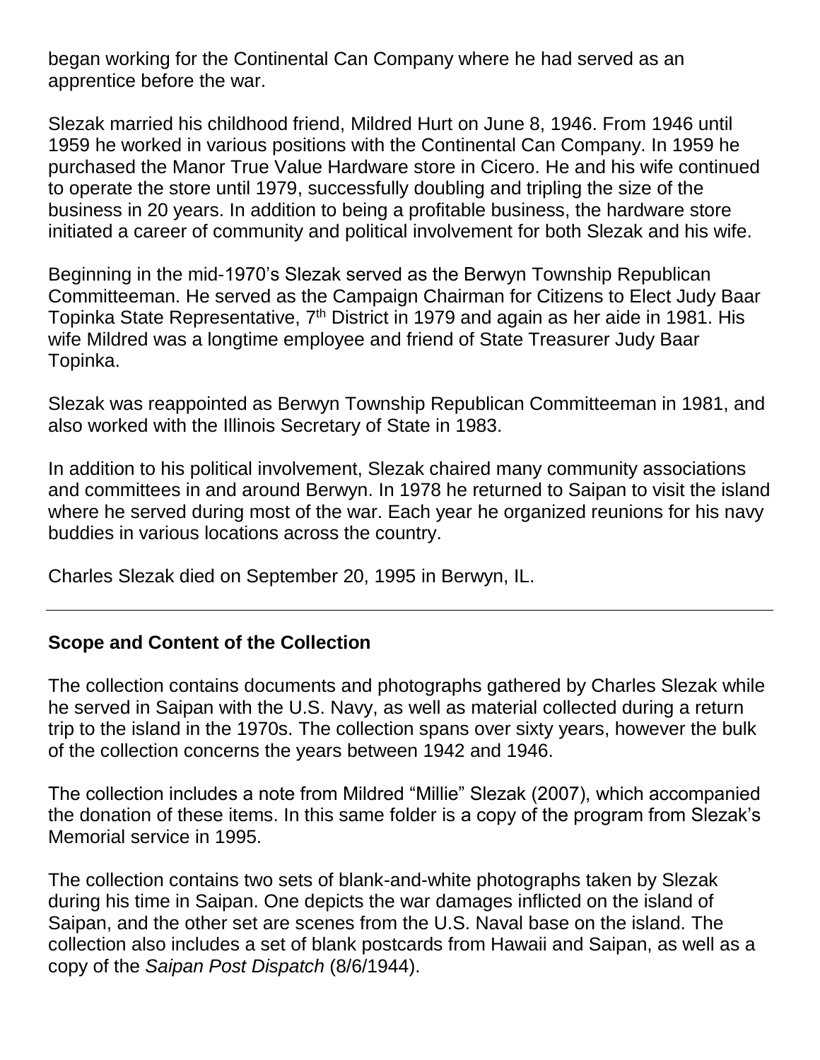began working for the Continental Can Company where he had served as an apprentice before the war.

Slezak married his childhood friend, Mildred Hurt on June 8, 1946. From 1946 until 1959 he worked in various positions with the Continental Can Company. In 1959 he purchased the Manor True Value Hardware store in Cicero. He and his wife continued to operate the store until 1979, successfully doubling and tripling the size of the business in 20 years. In addition to being a profitable business, the hardware store initiated a career of community and political involvement for both Slezak and his wife.

Beginning in the mid-1970's Slezak served as the Berwyn Township Republican Committeeman. He served as the Campaign Chairman for Citizens to Elect Judy Baar Topinka State Representative, 7th District in 1979 and again as her aide in 1981. His wife Mildred was a longtime employee and friend of State Treasurer Judy Baar Topinka.

Slezak was reappointed as Berwyn Township Republican Committeeman in 1981, and also worked with the Illinois Secretary of State in 1983.

In addition to his political involvement, Slezak chaired many community associations and committees in and around Berwyn. In 1978 he returned to Saipan to visit the island where he served during most of the war. Each year he organized reunions for his navy buddies in various locations across the country.

Charles Slezak died on September 20, 1995 in Berwyn, IL.

---

## Scope and Content of the Collection

The collection contains documents and photographs gathered by Charles Slezak while he served in Saipan with the U.S. Navy, as well as material collected during a return trip to the island in the 1970s. The collection spans over sixty years, however the bulk of the collection concerns the years between 1942 and 1946.

The collection includes a note from Mildred "Millie" Slezak (2007), which accompanied the donation of these items. In this same folder is a copy of the program from Slezak's Memorial service in 1995.

The collection contains two sets of blank-and-white photographs taken by Slezak during his time in Saipan. One depicts the war damages inflicted on the island of Saipan, and the other set are scenes from the U.S. Naval base on the island. The collection also includes a set of blank postcards from Hawaii and Saipan, as well as a copy of the *Saipan Post Dispatch* (8/6/1944).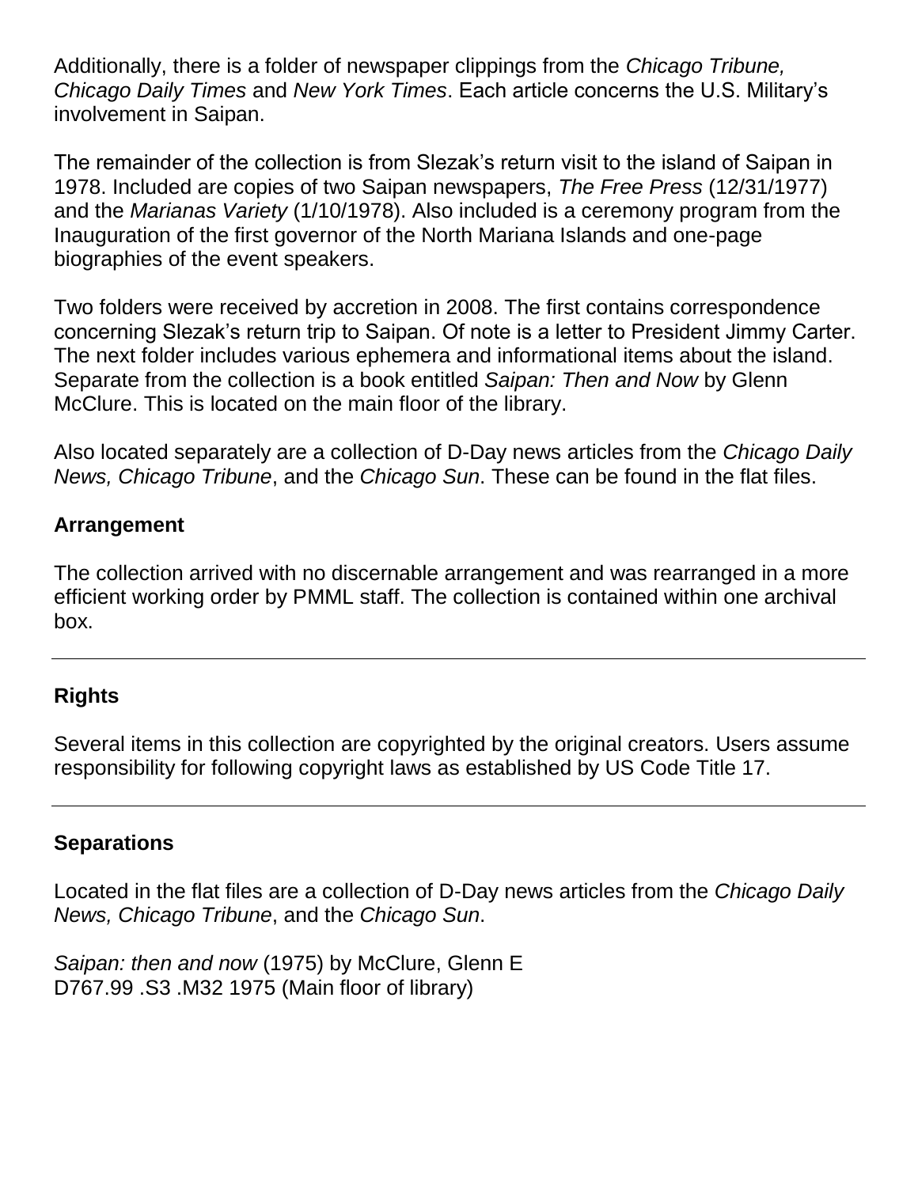Additionally, there is a folder of newspaper clippings from the *Chicago Tribune, Chicago Daily Times* and *New York Times*. Each article concerns the U.S. Military's involvement in Saipan.

The remainder of the collection is from Slezak's return visit to the island of Saipan in 1978. Included are copies of two Saipan newspapers, *The Free Press* (12/31/1977) and the *Marianas Variety* (1/10/1978). Also included is a ceremony program from the Inauguration of the first governor of the North Mariana Islands and one-page biographies of the event speakers.

Two folders were received by accretion in 2008. The first contains correspondence concerning Slezak's return trip to Saipan. Of note is a letter to President Jimmy Carter. The next folder includes various ephemera and informational items about the island. Separate from the collection is a book entitled *Saipan: Then and Now* by Glenn McClure. This is located on the main floor of the library.

Also located separately are a collection of D-Day news articles from the *Chicago Daily News, Chicago Tribune*, and the *Chicago Sun*. These can be found in the flat files.

### Arrangement

The collection arrived with no discernable arrangement and was rearranged in a more efficient working order by PMML staff. The collection is contained within one archival box.

---

### Rights

Several items in this collection are copyrighted by the original creators. Users assume responsibility for following copyright laws as established by US Code Title 17.

---

### Separations

Located in the flat files are a collection of D-Day news articles from the *Chicago Daily News, Chicago Tribune*, and the *Chicago Sun*.

*Saipan: then and now* (1975) by McClure, Glenn E
D767.99 .S3 .M32 1975 (Main floor of library)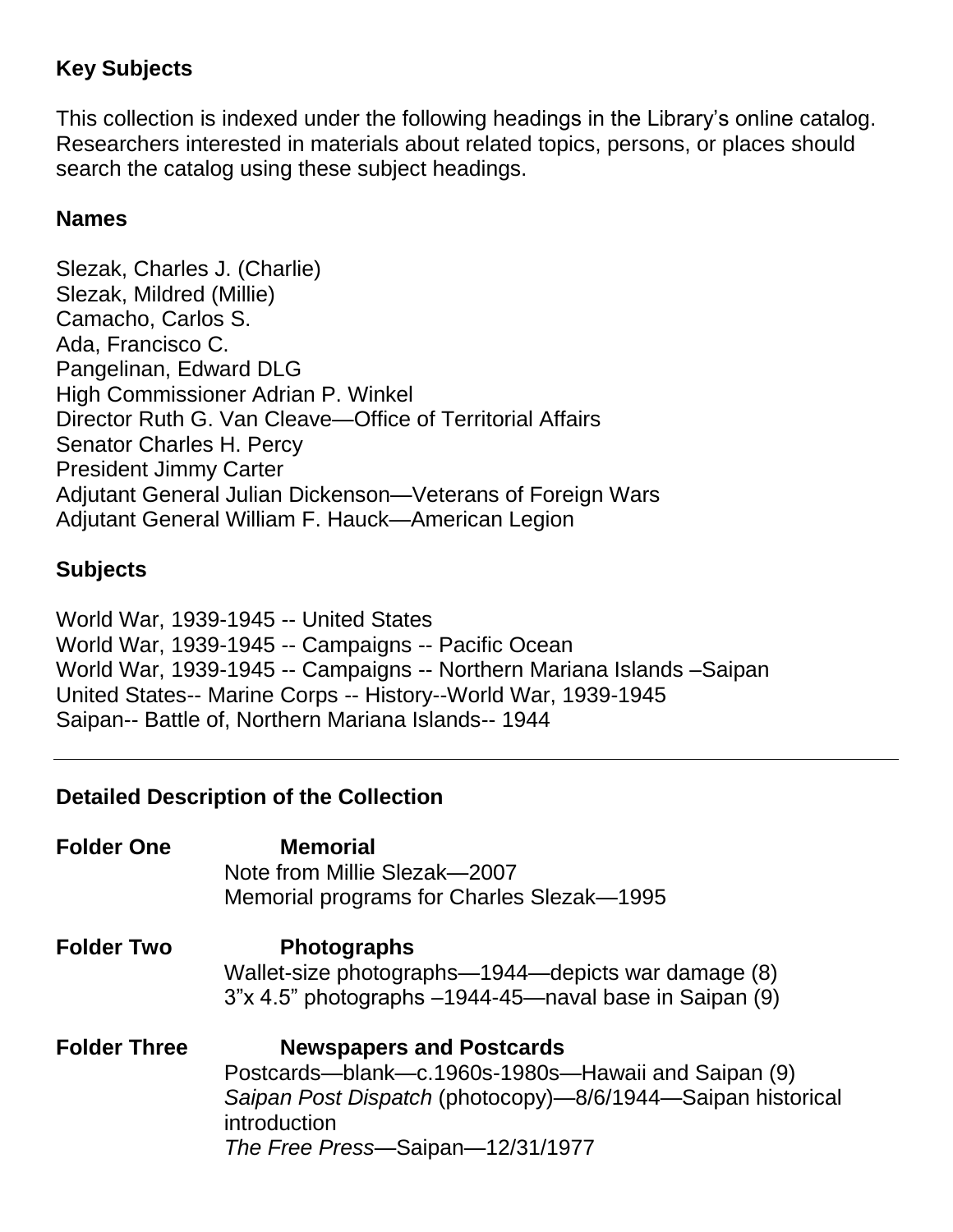**Key Subjects**

This collection is indexed under the following headings in the Library's online catalog. Researchers interested in materials about related topics, persons, or places should search the catalog using these subject headings.

**Names**

Slezak, Charles J. (Charlie)
Slezak, Mildred (Millie)
Camacho, Carlos S.
Ada, Francisco C.
Pangelinan, Edward DLG
High Commissioner Adrian P. Winkel
Director Ruth G. Van Cleave—Office of Territorial Affairs
Senator Charles H. Percy
President Jimmy Carter
Adjutant General Julian Dickenson—Veterans of Foreign Wars
Adjutant General William F. Hauck—American Legion

**Subjects**

World War, 1939-1945 -- United States
World War, 1939-1945 -- Campaigns -- Pacific Ocean
World War, 1939-1945 -- Campaigns -- Northern Mariana Islands –Saipan
United States-- Marine Corps -- History--World War, 1939-1945
Saipan-- Battle of, Northern Mariana Islands-- 1944

---

**Detailed Description of the Collection**

**Folder One** **Memorial**
Note from Millie Slezak—2007
Memorial programs for Charles Slezak—1995

**Folder Two** **Photographs**
Wallet-size photographs—1944—depicts war damage (8)
3"x 4.5" photographs –1944-45—naval base in Saipan (9)

**Folder Three** **Newspapers and Postcards**
Postcards—blank—c.1960s-1980s—Hawaii and Saipan (9)
*Saipan Post Dispatch* (photocopy)—8/6/1944—Saipan historical introduction
*The Free Press*—Saipan—12/31/1977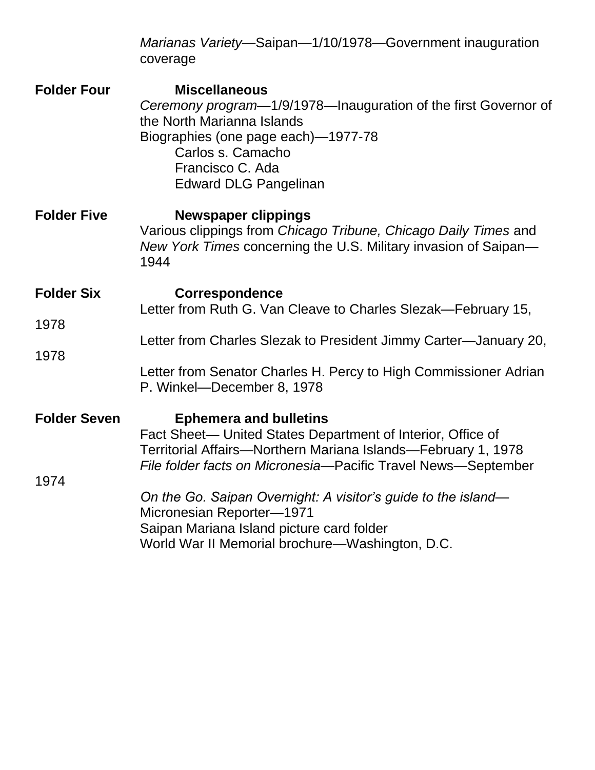*Marianas Variety*—Saipan—1/10/1978—Government inauguration coverage

**Folder Four** **Miscellaneous**

*Ceremony program*—1/9/1978—Inauguration of the first Governor of the North Marianna Islands

Biographies (one page each)—1977-78

- Carlos s. Camacho
- Francisco C. Ada
- Edward DLG Pangelinan

**Folder Five** **Newspaper clippings**

Various clippings from *Chicago Tribune, Chicago Daily Times* and *New York Times* concerning the U.S. Military invasion of Saipan—1944

**Folder Six** **Correspondence**

Letter from Ruth G. Van Cleave to Charles Slezak—February 15, 1978

Letter from Charles Slezak to President Jimmy Carter—January 20, 1978

Letter from Senator Charles H. Percy to High Commissioner Adrian P. Winkel—December 8, 1978

**Folder Seven** **Ephemera and bulletins**

Fact Sheet— United States Department of Interior, Office of Territorial Affairs—Northern Mariana Islands—February 1, 1978

*File folder facts on Micronesia*—Pacific Travel News—September 1974

*On the Go. Saipan Overnight: A visitor's guide to the island*—Micronesian Reporter—1971

Saipan Mariana Island picture card folder

World War II Memorial brochure—Washington, D.C.